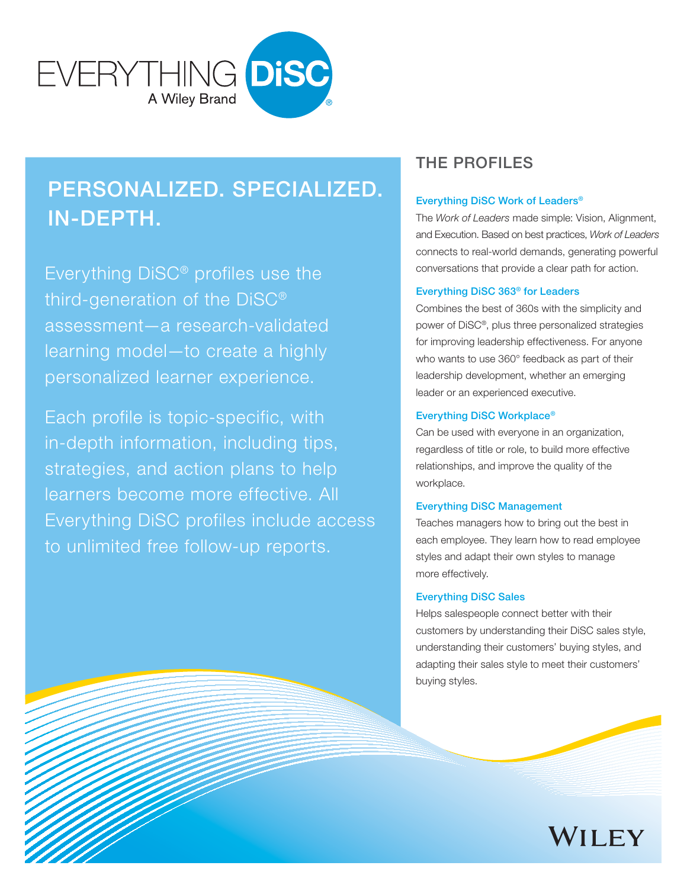EVERYTHING DiSC®
A Wiley Brand

# PERSONALIZED. SPECIALIZED. IN-DEPTH.

Everything DiSC® profiles use the third-generation of the DiSC® assessment—a research-validated learning model—to create a highly personalized learner experience.

Each profile is topic-specific, with in-depth information, including tips, strategies, and action plans to help learners become more effective. All Everything DiSC profiles include access to unlimited free follow-up reports.

## THE PROFILES

### Everything DiSC Work of Leaders®

The *Work of Leaders* made simple: Vision, Alignment, and Execution. Based on best practices, *Work of Leaders* connects to real-world demands, generating powerful conversations that provide a clear path for action.

### Everything DiSC 363® for Leaders

Combines the best of 360s with the simplicity and power of DiSC®, plus three personalized strategies for improving leadership effectiveness. For anyone who wants to use 360° feedback as part of their leadership development, whether an emerging leader or an experienced executive.

### Everything DiSC Workplace®

Can be used with everyone in an organization, regardless of title or role, to build more effective relationships, and improve the quality of the workplace.

### Everything DiSC Management

Teaches managers how to bring out the best in each employee. They learn how to read employee styles and adapt their own styles to manage more effectively.

### Everything DiSC Sales

Helps salespeople connect better with their customers by understanding their DiSC sales style, understanding their customers' buying styles, and adapting their sales style to meet their customers' buying styles.

WILEY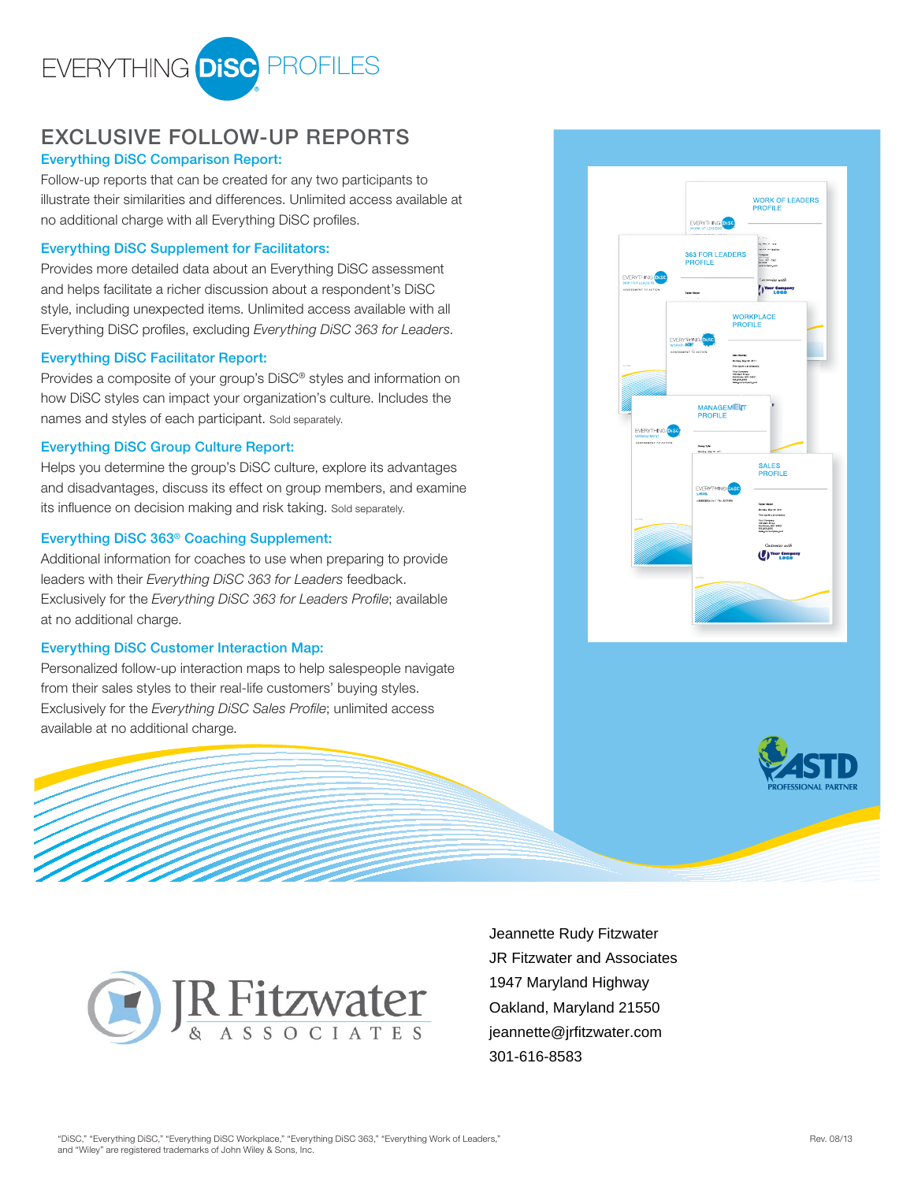# EVERYTHING DiSC PROFILES

## EXCLUSIVE FOLLOW-UP REPORTS

### Everything DiSC Comparison Report:

Follow-up reports that can be created for any two participants to illustrate their similarities and differences. Unlimited access available at no additional charge with all Everything DiSC profiles.

### Everything DiSC Supplement for Facilitators:

Provides more detailed data about an Everything DiSC assessment and helps facilitate a richer discussion about a respondent's DiSC style, including unexpected items. Unlimited access available with all Everything DiSC profiles, excluding *Everything DiSC 363 for Leaders*.

### Everything DiSC Facilitator Report:

Provides a composite of your group's DiSC® styles and information on how DiSC styles can impact your organization's culture. Includes the names and styles of each participant. Sold separately.

### Everything DiSC Group Culture Report:

Helps you determine the group's DiSC culture, explore its advantages and disadvantages, discuss its effect on group members, and examine its influence on decision making and risk taking. Sold separately.

### Everything DiSC 363® Coaching Supplement:

Additional information for coaches to use when preparing to provide leaders with their *Everything DiSC 363 for Leaders* feedback. Exclusively for the *Everything DiSC 363 for Leaders Profile*; available at no additional charge.

### Everything DiSC Customer Interaction Map:

Personalized follow-up interaction maps to help salespeople navigate from their sales styles to their real-life customers' buying styles. Exclusively for the *Everything DiSC Sales Profile*; unlimited access available at no additional charge.

ASTD PROFESSIONAL PARTNER

JR Fitzwater & ASSOCIATES

Jeannette Rudy Fitzwater
JR Fitzwater and Associates
1947 Maryland Highway
Oakland, Maryland 21550
jeannette@jrfitzwater.com
301-616-8583

"DiSC," "Everything DiSC," "Everything DiSC Workplace," "Everything DiSC 363," "Everything Work of Leaders," and "Wiley" are registered trademarks of John Wiley & Sons, Inc.

Rev. 08/13